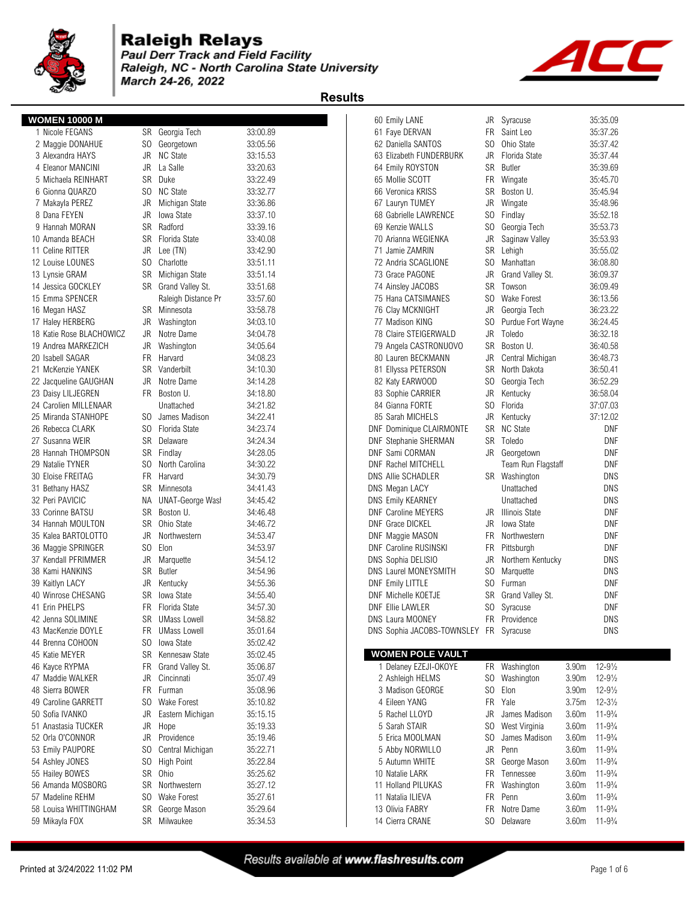# Raleigh Relays

*Paul Derr Track and Field Facility*
*Raleigh, NC - North Carolina State University*
*March 24-26, 2022*

## Results

### WOMEN 10000 M

| Place | Name | Yr | Team | Time |
|---|---|---|---|---|
| 1 | Nicole FEGANS | SR | Georgia Tech | 33:00.89 |
| 2 | Maggie DONAHUE | SO | Georgetown | 33:05.56 |
| 3 | Alexandra HAYS | JR | NC State | 33:15.53 |
| 4 | Eleanor MANCINI | JR | La Salle | 33:20.63 |
| 5 | Michaela REINHART | SR | Duke | 33:22.49 |
| 6 | Gionna QUARZO | SO | NC State | 33:32.77 |
| 7 | Makayla PEREZ | JR | Michigan State | 33:36.86 |
| 8 | Dana FEYEN | JR | Iowa State | 33:37.10 |
| 9 | Hannah MORAN | SR | Radford | 33:39.16 |
| 10 | Amanda BEACH | SR | Florida State | 33:40.08 |
| 11 | Celine RITTER | JR | Lee (TN) | 33:42.90 |
| 12 | Louise LOUNES | SO | Charlotte | 33:51.11 |
| 13 | Lynsie GRAM | SR | Michigan State | 33:51.14 |
| 14 | Jessica GOCKLEY | SR | Grand Valley St. | 33:51.68 |
| 15 | Emma SPENCER | | Raleigh Distance Pr | 33:57.60 |
| 16 | Megan HASZ | SR | Minnesota | 33:58.78 |
| 17 | Haley HERBERG | JR | Washington | 34:03.10 |
| 18 | Katie Rose BLACHOWICZ | JR | Notre Dame | 34:04.78 |
| 19 | Andrea MARKEZICH | JR | Washington | 34:05.64 |
| 20 | Isabell SAGAR | FR | Harvard | 34:08.23 |
| 21 | McKenzie YANEK | SR | Vanderbilt | 34:10.30 |
| 22 | Jacqueline GAUGHAN | JR | Notre Dame | 34:14.28 |
| 23 | Daisy LILJEGREN | FR | Boston U. | 34:18.80 |
| 24 | Carolien MILLENAAR | | Unattached | 34:21.82 |
| 25 | Miranda STANHOPE | SO | James Madison | 34:22.41 |
| 26 | Rebecca CLARK | SO | Florida State | 34:23.74 |
| 27 | Susanna WEIR | SR | Delaware | 34:24.34 |
| 28 | Hannah THOMPSON | SR | Findlay | 34:28.05 |
| 29 | Natalie TYNER | SO | North Carolina | 34:30.22 |
| 30 | Eloise FREITAG | FR | Harvard | 34:30.79 |
| 31 | Bethany HASZ | SR | Minnesota | 34:41.43 |
| 32 | Peri PAVICIC | NA | UNAT-George Wasl | 34:45.42 |
| 33 | Corinne BATSU | SR | Boston U. | 34:46.48 |
| 34 | Hannah MOULTON | SR | Ohio State | 34:46.72 |
| 35 | Kalea BARTOLOTTO | JR | Northwestern | 34:53.47 |
| 36 | Maggie SPRINGER | SO | Elon | 34:53.97 |
| 37 | Kendall PFRIMMER | JR | Marquette | 34:54.12 |
| 38 | Kami HANKINS | SR | Butler | 34:54.96 |
| 39 | Kaitlyn LACY | JR | Kentucky | 34:55.36 |
| 40 | Winrose CHESANG | SR | Iowa State | 34:55.40 |
| 41 | Erin PHELPS | FR | Florida State | 34:57.30 |
| 42 | Jenna SOLIMINE | SR | UMass Lowell | 34:58.82 |
| 43 | MacKenzie DOYLE | FR | UMass Lowell | 35:01.64 |
| 44 | Brenna COHOON | SO | Iowa State | 35:02.42 |
| 45 | Katie MEYER | SR | Kennesaw State | 35:02.45 |
| 46 | Kayce RYPMA | FR | Grand Valley St. | 35:06.87 |
| 47 | Maddie WALKER | JR | Cincinnati | 35:07.49 |
| 48 | Sierra BOWER | FR | Furman | 35:08.96 |
| 49 | Caroline GARRETT | SO | Wake Forest | 35:10.82 |
| 50 | Sofia IVANKO | JR | Eastern Michigan | 35:15.15 |
| 51 | Anastasia TUCKER | JR | Hope | 35:19.33 |
| 52 | Orla O'CONNOR | JR | Providence | 35:19.46 |
| 53 | Emily PAUPORE | SO | Central Michigan | 35:22.71 |
| 54 | Ashley JONES | SO | High Point | 35:22.84 |
| 55 | Hailey BOWES | SR | Ohio | 35:25.62 |
| 56 | Amanda MOSBORG | SR | Northwestern | 35:27.12 |
| 57 | Madeline REHM | SO | Wake Forest | 35:27.61 |
| 58 | Louisa WHITTINGHAM | SR | George Mason | 35:29.64 |
| 59 | Mikayla FOX | SR | Milwaukee | 35:34.53 |
| 60 | Emily LANE | JR | Syracuse | 35:35.09 |
| 61 | Faye DERVAN | FR | Saint Leo | 35:37.26 |
| 62 | Daniella SANTOS | SO | Ohio State | 35:37.42 |
| 63 | Elizabeth FUNDERBURK | JR | Florida State | 35:37.44 |
| 64 | Emily ROYSTON | SR | Butler | 35:39.69 |
| 65 | Mollie SCOTT | FR | Wingate | 35:45.70 |
| 66 | Veronica KRISS | SR | Boston U. | 35:45.94 |
| 67 | Lauryn TUMEY | JR | Wingate | 35:48.96 |
| 68 | Gabrielle LAWRENCE | SO | Findlay | 35:52.18 |
| 69 | Kenzie WALLS | SO | Georgia Tech | 35:53.73 |
| 70 | Arianna WEGIENKA | JR | Saginaw Valley | 35:53.93 |
| 71 | Jamie ZAMRIN | SR | Lehigh | 35:55.02 |
| 72 | Andria SCAGLIONE | SO | Manhattan | 36:08.80 |
| 73 | Grace PAGONE | JR | Grand Valley St. | 36:09.37 |
| 74 | Ainsley JACOBS | SR | Towson | 36:09.49 |
| 75 | Hana CATSIMANES | SO | Wake Forest | 36:13.56 |
| 76 | Clay MCKNIGHT | JR | Georgia Tech | 36:23.22 |
| 77 | Madison KING | SO | Purdue Fort Wayne | 36:24.45 |
| 78 | Claire STEIGERWALD | JR | Toledo | 36:32.18 |
| 79 | Angela CASTRONUOVO | SR | Boston U. | 36:40.58 |
| 80 | Lauren BECKMANN | JR | Central Michigan | 36:48.73 |
| 81 | Ellyssa PETERSON | SR | North Dakota | 36:50.41 |
| 82 | Katy EARWOOD | SO | Georgia Tech | 36:52.29 |
| 83 | Sophie CARRIER | JR | Kentucky | 36:58.04 |
| 84 | Gianna FORTE | SO | Florida | 37:07.03 |
| 85 | Sarah MICHELS | JR | Kentucky | 37:12.02 |
| DNF | Dominique CLAIRMONTE | SR | NC State | DNF |
| DNF | Stephanie SHERMAN | SR | Toledo | DNF |
| DNF | Sami CORMAN | JR | Georgetown | DNF |
| DNF | Rachel MITCHELL | | Team Run Flagstaff | DNF |
| DNS | Allie SCHADLER | SR | Washington | DNS |
| DNS | Megan LACY | | Unattached | DNS |
| DNS | Emily KEARNEY | | Unattached | DNS |
| DNF | Caroline MEYERS | JR | Illinois State | DNF |
| DNF | Grace DICKEL | JR | Iowa State | DNF |
| DNF | Maggie MASON | FR | Northwestern | DNF |
| DNF | Caroline RUSINSKI | FR | Pittsburgh | DNF |
| DNS | Sophia DELISIO | JR | Northern Kentucky | DNS |
| DNS | Laurel MONEYSMITH | SO | Marquette | DNS |
| DNF | Emily LITTLE | SO | Furman | DNF |
| DNF | Michelle KOETJE | SR | Grand Valley St. | DNF |
| DNF | Ellie LAWLER | SO | Syracuse | DNF |
| DNS | Laura MOONEY | FR | Providence | DNS |
| DNS | Sophia JACOBS-TOWNSLEY | FR | Syracuse | DNS |

### WOMEN POLE VAULT

| Place | Name | Yr | Team | Mark | Imperial |
|---|---|---|---|---|---|
| 1 | Delaney EZEJI-OKOYE | FR | Washington | 3.90m | 12-9½ |
| 2 | Ashleigh HELMS | SO | Washington | 3.90m | 12-9½ |
| 3 | Madison GEORGE | SO | Elon | 3.90m | 12-9½ |
| 4 | Eileen YANG | FR | Yale | 3.75m | 12-3½ |
| 5 | Rachel LLOYD | JR | James Madison | 3.60m | 11-9¾ |
| 5 | Sarah STAIR | SO | West Virginia | 3.60m | 11-9¾ |
| 5 | Erica MOOLMAN | SO | James Madison | 3.60m | 11-9¾ |
| 5 | Abby NORWILLO | JR | Penn | 3.60m | 11-9¾ |
| 5 | Autumn WHITE | SR | George Mason | 3.60m | 11-9¾ |
| 10 | Natalie LARK | FR | Tennessee | 3.60m | 11-9¾ |
| 11 | Holland PILUKAS | FR | Washington | 3.60m | 11-9¾ |
| 11 | Natalia ILIEVA | FR | Penn | 3.60m | 11-9¾ |
| 13 | Olivia FABRY | FR | Notre Dame | 3.60m | 11-9¾ |
| 14 | Cierra CRANE | SO | Delaware | 3.60m | 11-9¾ |

Results available at www.flashresults.com

Printed at 3/24/2022 11:02 PM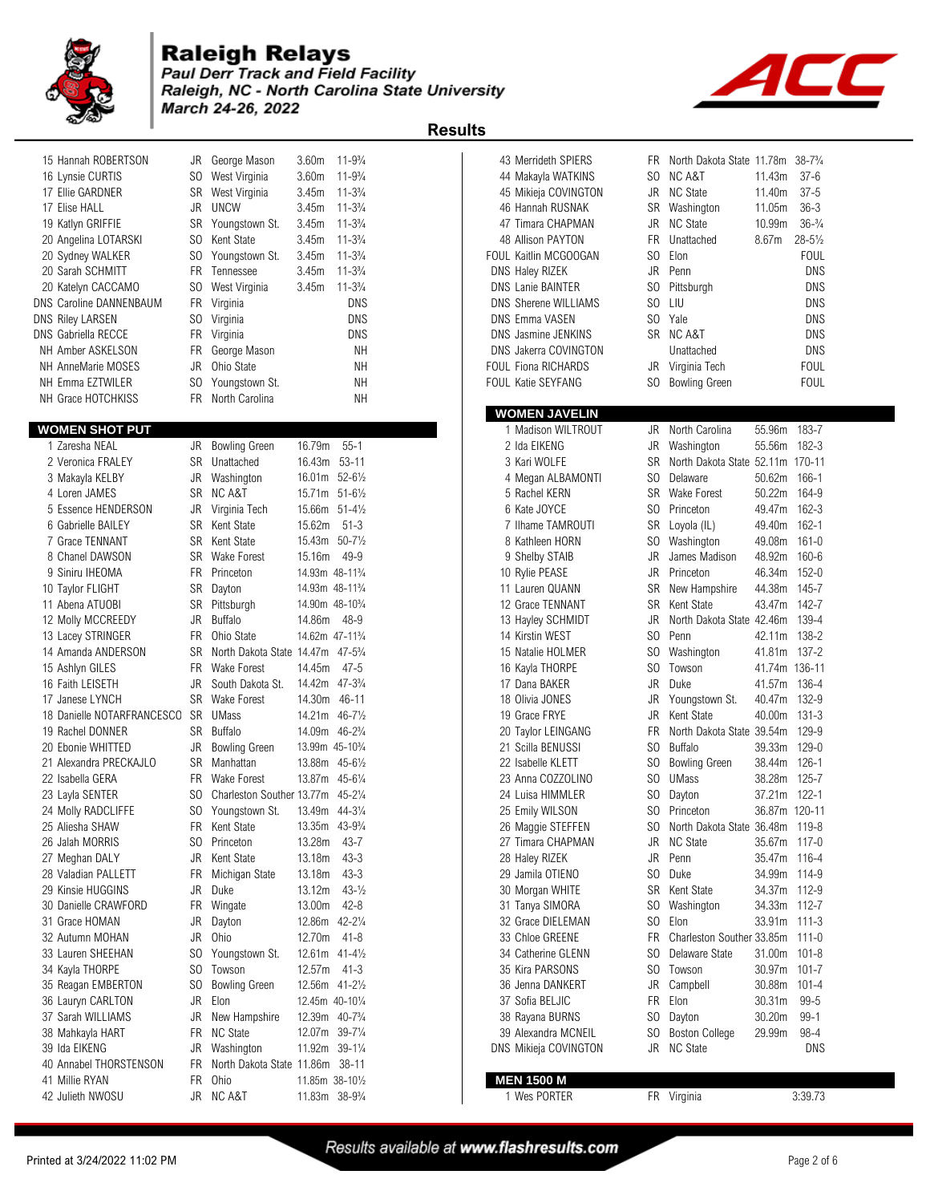# Raleigh Relays

*Paul Derr Track and Field Facility*
*Raleigh, NC - North Carolina State University*
*March 24-26, 2022*

## Results

| Place | Name | Year | School | Mark | Conv. |
|---|---|---|---|---|---|
| 15 | Hannah ROBERTSON | JR | George Mason | 3.60m | 11-9¾ |
| 16 | Lynsie CURTIS | SO | West Virginia | 3.60m | 11-9¾ |
| 17 | Ellie GARDNER | SR | West Virginia | 3.45m | 11-3¾ |
| 17 | Elise HALL | JR | UNCW | 3.45m | 11-3¾ |
| 19 | Katlyn GRIFFIE | SR | Youngstown St. | 3.45m | 11-3¾ |
| 20 | Angelina LOTARSKI | SO | Kent State | 3.45m | 11-3¾ |
| 20 | Sydney WALKER | SO | Youngstown St. | 3.45m | 11-3¾ |
| 20 | Sarah SCHMITT | FR | Tennessee | 3.45m | 11-3¾ |
| 20 | Katelyn CACCAMO | SO | West Virginia | 3.45m | 11-3¾ |
| DNS | Caroline DANNENBAUM | FR | Virginia | | DNS |
| DNS | Riley LARSEN | SO | Virginia | | DNS |
| DNS | Gabriella RECCE | FR | Virginia | | DNS |
| NH | Amber ASKELSON | FR | George Mason | | NH |
| NH | AnneMarie MOSES | JR | Ohio State | | NH |
| NH | Emma EZTWILER | SO | Youngstown St. | | NH |
| NH | Grace HOTCHKISS | FR | North Carolina | | NH |

### WOMEN SHOT PUT

| Place | Name | Year | School | Mark | Conv. |
|---|---|---|---|---|---|
| 1 | Zaresha NEAL | JR | Bowling Green | 16.79m | 55-1 |
| 2 | Veronica FRALEY | SR | Unattached | 16.43m | 53-11 |
| 3 | Makayla KELBY | JR | Washington | 16.01m | 52-6½ |
| 4 | Loren JAMES | SR | NC A&T | 15.71m | 51-6½ |
| 5 | Essence HENDERSON | JR | Virginia Tech | 15.66m | 51-4½ |
| 6 | Gabrielle BAILEY | SR | Kent State | 15.62m | 51-3 |
| 7 | Grace TENNANT | SR | Kent State | 15.43m | 50-7½ |
| 8 | Chanel DAWSON | SR | Wake Forest | 15.16m | 49-9 |
| 9 | Siniru IHEOMA | FR | Princeton | 14.93m | 48-11¾ |
| 10 | Taylor FLIGHT | SR | Dayton | 14.93m | 48-11¾ |
| 11 | Abena ATUOBI | SR | Pittsburgh | 14.90m | 48-10¾ |
| 12 | Molly MCCREEDY | JR | Buffalo | 14.86m | 48-9 |
| 13 | Lacey STRINGER | FR | Ohio State | 14.62m | 47-11¾ |
| 14 | Amanda ANDERSON | SR | North Dakota State | 14.47m | 47-5¾ |
| 15 | Ashlyn GILES | FR | Wake Forest | 14.45m | 47-5 |
| 16 | Faith LEISETH | JR | South Dakota St. | 14.42m | 47-3¾ |
| 17 | Janese LYNCH | SR | Wake Forest | 14.30m | 46-11 |
| 18 | Danielle NOTARFRANCESCO | SR | UMass | 14.21m | 46-7½ |
| 19 | Rachel DONNER | SR | Buffalo | 14.09m | 46-2¾ |
| 20 | Ebonie WHITTED | JR | Bowling Green | 13.99m | 45-10¾ |
| 21 | Alexandra PRECKAJLO | SR | Manhattan | 13.88m | 45-6½ |
| 22 | Isabella GERA | FR | Wake Forest | 13.87m | 45-6¼ |
| 23 | Layla SENTER | SO | Charleston Souther | 13.77m | 45-2¼ |
| 24 | Molly RADCLIFFE | SO | Youngstown St. | 13.49m | 44-3¼ |
| 25 | Aliesha SHAW | FR | Kent State | 13.35m | 43-9¾ |
| 26 | Jalah MORRIS | SO | Princeton | 13.28m | 43-7 |
| 27 | Meghan DALY | JR | Kent State | 13.18m | 43-3 |
| 28 | Valadian PALLETT | FR | Michigan State | 13.18m | 43-3 |
| 29 | Kinsie HUGGINS | JR | Duke | 13.12m | 43-½ |
| 30 | Danielle CRAWFORD | FR | Wingate | 13.00m | 42-8 |
| 31 | Grace HOMAN | JR | Dayton | 12.86m | 42-2¼ |
| 32 | Autumn MOHAN | JR | Ohio | 12.70m | 41-8 |
| 33 | Lauren SHEEHAN | SO | Youngstown St. | 12.61m | 41-4½ |
| 34 | Kayla THORPE | SO | Towson | 12.57m | 41-3 |
| 35 | Reagan EMBERTON | SO | Bowling Green | 12.56m | 41-2½ |
| 36 | Lauryn CARLTON | JR | Elon | 12.45m | 40-10¼ |
| 37 | Sarah WILLIAMS | JR | New Hampshire | 12.39m | 40-7¾ |
| 38 | Mahkayla HART | FR | NC State | 12.07m | 39-7¼ |
| 39 | Ida EIKENG | JR | Washington | 11.92m | 39-1¼ |
| 40 | Annabel THORSTENSON | FR | North Dakota State | 11.86m | 38-11 |
| 41 | Millie RYAN | FR | Ohio | 11.85m | 38-10½ |
| 42 | Julieth NWOSU | JR | NC A&T | 11.83m | 38-9¾ |
| 43 | Merrideth SPIERS | FR | North Dakota State | 11.78m | 38-7¾ |
| 44 | Makayla WATKINS | SO | NC A&T | 11.43m | 37-6 |
| 45 | Mikieja COVINGTON | JR | NC State | 11.40m | 37-5 |
| 46 | Hannah RUSNAK | SR | Washington | 11.05m | 36-3 |
| 47 | Timara CHAPMAN | JR | NC State | 10.99m | 36-¾ |
| 48 | Allison PAYTON | FR | Unattached | 8.67m | 28-5½ |
| FOUL | Kaitlin MCGOOGAN | SO | Elon | | FOUL |
| DNS | Haley RIZEK | JR | Penn | | DNS |
| DNS | Lanie BAINTER | SO | Pittsburgh | | DNS |
| DNS | Sherene WILLIAMS | SO | LIU | | DNS |
| DNS | Emma VASEN | SO | Yale | | DNS |
| DNS | Jasmine JENKINS | SR | NC A&T | | DNS |
| DNS | Jakerra COVINGTON | | Unattached | | DNS |
| FOUL | Fiona RICHARDS | JR | Virginia Tech | | FOUL |
| FOUL | Katie SEYFANG | SO | Bowling Green | | FOUL |

### WOMEN JAVELIN

| Place | Name | Year | School | Mark | Conv. |
|---|---|---|---|---|---|
| 1 | Madison WILTROUT | JR | North Carolina | 55.96m | 183-7 |
| 2 | Ida EIKENG | JR | Washington | 55.56m | 182-3 |
| 3 | Kari WOLFE | SR | North Dakota State | 52.11m | 170-11 |
| 4 | Megan ALBAMONTI | SO | Delaware | 50.62m | 166-1 |
| 5 | Rachel KERN | SR | Wake Forest | 50.22m | 164-9 |
| 6 | Kate JOYCE | SO | Princeton | 49.47m | 162-3 |
| 7 | Ilhame TAMROUTI | SR | Loyola (IL) | 49.40m | 162-1 |
| 8 | Kathleen HORN | SO | Washington | 49.08m | 161-0 |
| 9 | Shelby STAIB | JR | James Madison | 48.92m | 160-6 |
| 10 | Rylie PEASE | JR | Princeton | 46.34m | 152-0 |
| 11 | Lauren QUANN | SR | New Hampshire | 44.38m | 145-7 |
| 12 | Grace TENNANT | SR | Kent State | 43.47m | 142-7 |
| 13 | Hayley SCHMIDT | JR | North Dakota State | 42.46m | 139-4 |
| 14 | Kirstin WEST | SO | Penn | 42.11m | 138-2 |
| 15 | Natalie HOLMER | SO | Washington | 41.81m | 137-2 |
| 16 | Kayla THORPE | SO | Towson | 41.74m | 136-11 |
| 17 | Dana BAKER | JR | Duke | 41.57m | 136-4 |
| 18 | Olivia JONES | JR | Youngstown St. | 40.47m | 132-9 |
| 19 | Grace FRYE | JR | Kent State | 40.00m | 131-3 |
| 20 | Taylor LEINGANG | FR | North Dakota State | 39.54m | 129-9 |
| 21 | Scilla BENUSSI | SO | Buffalo | 39.33m | 129-0 |
| 22 | Isabelle KLETT | SO | Bowling Green | 38.44m | 126-1 |
| 23 | Anna COZZOLINO | SO | UMass | 38.28m | 125-7 |
| 24 | Luisa HIMMLER | SO | Dayton | 37.21m | 122-1 |
| 25 | Emily WILSON | SO | Princeton | 36.87m | 120-11 |
| 26 | Maggie STEFFEN | SO | North Dakota State | 36.48m | 119-8 |
| 27 | Timara CHAPMAN | JR | NC State | 35.67m | 117-0 |
| 28 | Haley RIZEK | JR | Penn | 35.47m | 116-4 |
| 29 | Jamila OTIENO | SO | Duke | 34.99m | 114-9 |
| 30 | Morgan WHITE | SR | Kent State | 34.37m | 112-9 |
| 31 | Tanya SIMORA | SO | Washington | 34.33m | 112-7 |
| 32 | Grace DIELEMAN | SO | Elon | 33.91m | 111-3 |
| 33 | Chloe GREENE | FR | Charleston Souther | 33.85m | 111-0 |
| 34 | Catherine GLENN | SO | Delaware State | 31.00m | 101-8 |
| 35 | Kira PARSONS | SO | Towson | 30.97m | 101-7 |
| 36 | Jenna DANKERT | JR | Campbell | 30.88m | 101-4 |
| 37 | Sofia BELJIC | FR | Elon | 30.31m | 99-5 |
| 38 | Rayana BURNS | SO | Dayton | 30.20m | 99-1 |
| 39 | Alexandra MCNEIL | SO | Boston College | 29.99m | 98-4 |
| DNS | Mikieja COVINGTON | JR | NC State | | DNS |

### MEN 1500 M

| Place | Name | Year | School | Time |
|---|---|---|---|---|
| 1 | Wes PORTER | FR | Virginia | 3:39.73 |

*Results available at www.flashresults.com*

Printed at 3/24/2022 11:02 PM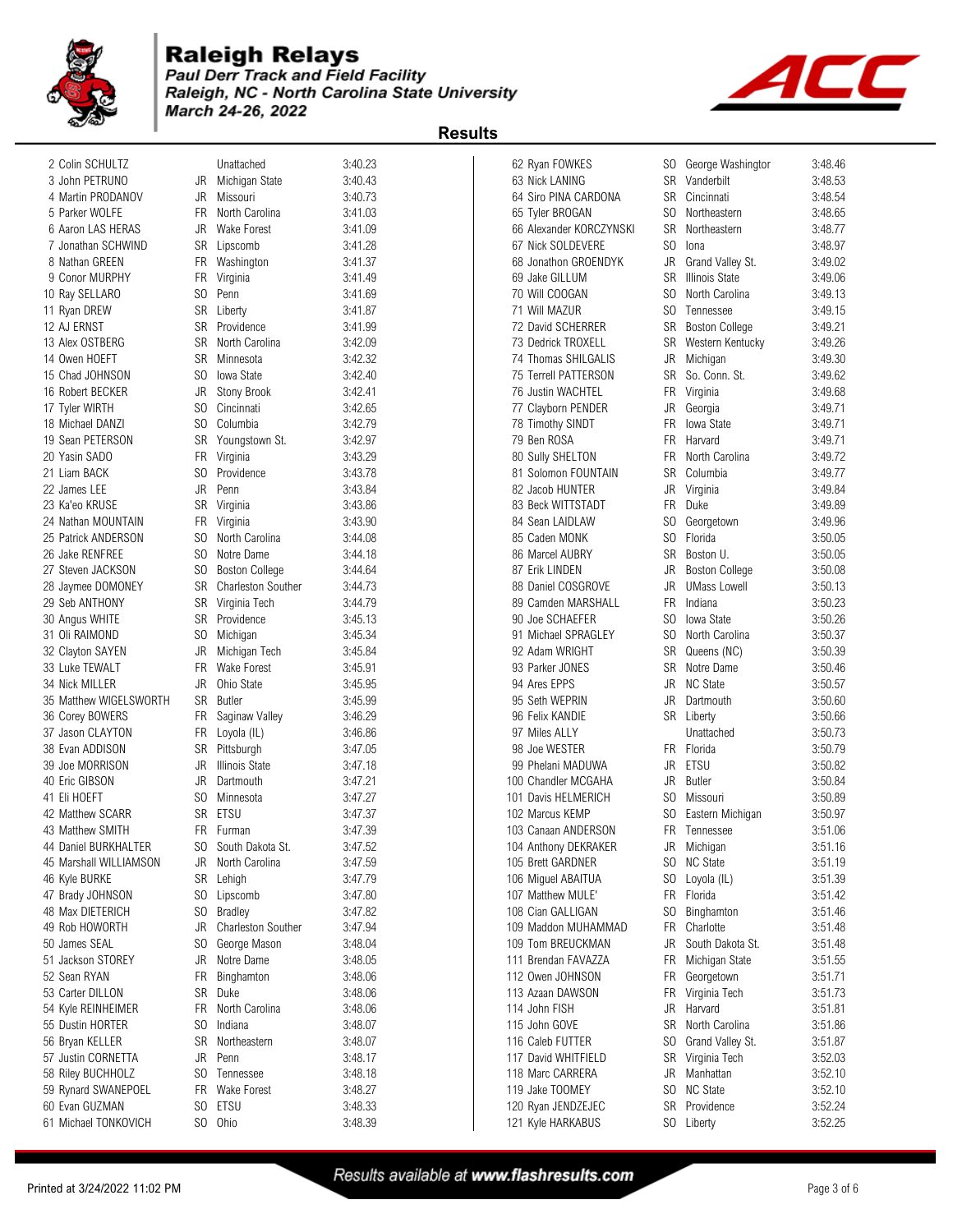# Raleigh Relays

***Paul Derr Track and Field Facility***
***Raleigh, NC - North Carolina State University***
***March 24-26, 2022***

## Results

| Place | Name | Year | School | Time |
|---|---|---|---|---|
| 2 | Colin SCHULTZ | | Unattached | 3:40.23 |
| 3 | John PETRUNO | JR | Michigan State | 3:40.43 |
| 4 | Martin PRODANOV | JR | Missouri | 3:40.73 |
| 5 | Parker WOLFE | FR | North Carolina | 3:41.03 |
| 6 | Aaron LAS HERAS | JR | Wake Forest | 3:41.09 |
| 7 | Jonathan SCHWIND | SR | Lipscomb | 3:41.28 |
| 8 | Nathan GREEN | FR | Washington | 3:41.37 |
| 9 | Conor MURPHY | FR | Virginia | 3:41.49 |
| 10 | Ray SELLARO | SO | Penn | 3:41.69 |
| 11 | Ryan DREW | SR | Liberty | 3:41.87 |
| 12 | AJ ERNST | SR | Providence | 3:41.99 |
| 13 | Alex OSTBERG | SR | North Carolina | 3:42.09 |
| 14 | Owen HOEFT | SR | Minnesota | 3:42.32 |
| 15 | Chad JOHNSON | SO | Iowa State | 3:42.40 |
| 16 | Robert BECKER | JR | Stony Brook | 3:42.41 |
| 17 | Tyler WIRTH | SO | Cincinnati | 3:42.65 |
| 18 | Michael DANZI | SO | Columbia | 3:42.79 |
| 19 | Sean PETERSON | SR | Youngstown St. | 3:42.97 |
| 20 | Yasin SADO | FR | Virginia | 3:43.29 |
| 21 | Liam BACK | SO | Providence | 3:43.78 |
| 22 | James LEE | JR | Penn | 3:43.84 |
| 23 | Ka'eo KRUSE | SR | Virginia | 3:43.86 |
| 24 | Nathan MOUNTAIN | FR | Virginia | 3:43.90 |
| 25 | Patrick ANDERSON | SO | North Carolina | 3:44.08 |
| 26 | Jake RENFREE | SO | Notre Dame | 3:44.18 |
| 27 | Steven JACKSON | SO | Boston College | 3:44.64 |
| 28 | Jaymee DOMONEY | SR | Charleston Souther | 3:44.73 |
| 29 | Seb ANTHONY | SR | Virginia Tech | 3:44.79 |
| 30 | Angus WHITE | SR | Providence | 3:45.13 |
| 31 | Oli RAIMOND | SO | Michigan | 3:45.34 |
| 32 | Clayton SAYEN | JR | Michigan Tech | 3:45.84 |
| 33 | Luke TEWALT | FR | Wake Forest | 3:45.91 |
| 34 | Nick MILLER | JR | Ohio State | 3:45.95 |
| 35 | Matthew WIGELSWORTH | SR | Butler | 3:45.99 |
| 36 | Corey BOWERS | FR | Saginaw Valley | 3:46.29 |
| 37 | Jason CLAYTON | FR | Loyola (IL) | 3:46.86 |
| 38 | Evan ADDISON | SR | Pittsburgh | 3:47.05 |
| 39 | Joe MORRISON | JR | Illinois State | 3:47.18 |
| 40 | Eric GIBSON | JR | Dartmouth | 3:47.21 |
| 41 | Eli HOEFT | SO | Minnesota | 3:47.27 |
| 42 | Matthew SCARR | SR | ETSU | 3:47.37 |
| 43 | Matthew SMITH | FR | Furman | 3:47.39 |
| 44 | Daniel BURKHALTER | SO | South Dakota St. | 3:47.52 |
| 45 | Marshall WILLIAMSON | JR | North Carolina | 3:47.59 |
| 46 | Kyle BURKE | SR | Lehigh | 3:47.79 |
| 47 | Brady JOHNSON | SO | Lipscomb | 3:47.80 |
| 48 | Max DIETERICH | SO | Bradley | 3:47.82 |
| 49 | Rob HOWORTH | JR | Charleston Souther | 3:47.94 |
| 50 | James SEAL | SO | George Mason | 3:48.04 |
| 51 | Jackson STOREY | JR | Notre Dame | 3:48.05 |
| 52 | Sean RYAN | FR | Binghamton | 3:48.06 |
| 53 | Carter DILLON | SR | Duke | 3:48.06 |
| 54 | Kyle REINHEIMER | FR | North Carolina | 3:48.06 |
| 55 | Dustin HORTER | SO | Indiana | 3:48.07 |
| 56 | Bryan KELLER | SR | Northeastern | 3:48.07 |
| 57 | Justin CORNETTA | JR | Penn | 3:48.17 |
| 58 | Riley BUCHHOLZ | SO | Tennessee | 3:48.18 |
| 59 | Rynard SWANEPOEL | FR | Wake Forest | 3:48.27 |
| 60 | Evan GUZMAN | SO | ETSU | 3:48.33 |
| 61 | Michael TONKOVICH | SO | Ohio | 3:48.39 |
| 62 | Ryan FOWKES | SO | George Washingtor | 3:48.46 |
| 63 | Nick LANING | SR | Vanderbilt | 3:48.53 |
| 64 | Siro PINA CARDONA | SR | Cincinnati | 3:48.54 |
| 65 | Tyler BROGAN | SO | Northeastern | 3:48.65 |
| 66 | Alexander KORCZYNSKI | SR | Northeastern | 3:48.77 |
| 67 | Nick SOLDEVERE | SO | Iona | 3:48.97 |
| 68 | Jonathon GROENDYK | JR | Grand Valley St. | 3:49.02 |
| 69 | Jake GILLUM | SR | Illinois State | 3:49.06 |
| 70 | Will COOGAN | SO | North Carolina | 3:49.13 |
| 71 | Will MAZUR | SO | Tennessee | 3:49.15 |
| 72 | David SCHERRER | SR | Boston College | 3:49.21 |
| 73 | Dedrick TROXELL | SR | Western Kentucky | 3:49.26 |
| 74 | Thomas SHILGALIS | JR | Michigan | 3:49.30 |
| 75 | Terrell PATTERSON | SR | So. Conn. St. | 3:49.62 |
| 76 | Justin WACHTEL | FR | Virginia | 3:49.68 |
| 77 | Clayborn PENDER | JR | Georgia | 3:49.71 |
| 78 | Timothy SINDT | FR | Iowa State | 3:49.71 |
| 79 | Ben ROSA | FR | Harvard | 3:49.71 |
| 80 | Sully SHELTON | FR | North Carolina | 3:49.72 |
| 81 | Solomon FOUNTAIN | SR | Columbia | 3:49.77 |
| 82 | Jacob HUNTER | JR | Virginia | 3:49.84 |
| 83 | Beck WITTSTADT | FR | Duke | 3:49.89 |
| 84 | Sean LAIDLAW | SO | Georgetown | 3:49.96 |
| 85 | Caden MONK | SO | Florida | 3:50.05 |
| 86 | Marcel AUBRY | SR | Boston U. | 3:50.05 |
| 87 | Erik LINDEN | JR | Boston College | 3:50.08 |
| 88 | Daniel COSGROVE | JR | UMass Lowell | 3:50.13 |
| 89 | Camden MARSHALL | FR | Indiana | 3:50.23 |
| 90 | Joe SCHAEFER | SO | Iowa State | 3:50.26 |
| 91 | Michael SPRAGLEY | SO | North Carolina | 3:50.37 |
| 92 | Adam WRIGHT | SR | Queens (NC) | 3:50.39 |
| 93 | Parker JONES | SR | Notre Dame | 3:50.46 |
| 94 | Ares EPPS | JR | NC State | 3:50.57 |
| 95 | Seth WEPRIN | JR | Dartmouth | 3:50.60 |
| 96 | Felix KANDIE | SR | Liberty | 3:50.66 |
| 97 | Miles ALLY | | Unattached | 3:50.73 |
| 98 | Joe WESTER | FR | Florida | 3:50.79 |
| 99 | Phelani MADUWA | JR | ETSU | 3:50.82 |
| 100 | Chandler MCGAHA | JR | Butler | 3:50.84 |
| 101 | Davis HELMERICH | SO | Missouri | 3:50.89 |
| 102 | Marcus KEMP | SO | Eastern Michigan | 3:50.97 |
| 103 | Canaan ANDERSON | FR | Tennessee | 3:51.06 |
| 104 | Anthony DEKRAKER | JR | Michigan | 3:51.16 |
| 105 | Brett GARDNER | SO | NC State | 3:51.19 |
| 106 | Miguel ABAITUA | SO | Loyola (IL) | 3:51.39 |
| 107 | Matthew MULE' | FR | Florida | 3:51.42 |
| 108 | Cian GALLIGAN | SO | Binghamton | 3:51.46 |
| 109 | Maddon MUHAMMAD | FR | Charlotte | 3:51.48 |
| 109 | Tom BREUCKMAN | JR | South Dakota St. | 3:51.48 |
| 111 | Brendan FAVAZZA | FR | Michigan State | 3:51.55 |
| 112 | Owen JOHNSON | FR | Georgetown | 3:51.71 |
| 113 | Azaan DAWSON | FR | Virginia Tech | 3:51.73 |
| 114 | John FISH | JR | Harvard | 3:51.81 |
| 115 | John GOVE | SR | North Carolina | 3:51.86 |
| 116 | Caleb FUTTER | SO | Grand Valley St. | 3:51.87 |
| 117 | David WHITFIELD | SR | Virginia Tech | 3:52.03 |
| 118 | Marc CARRERA | JR | Manhattan | 3:52.10 |
| 119 | Jake TOOMEY | SO | NC State | 3:52.10 |
| 120 | Ryan JENDZEJEC | SR | Providence | 3:52.24 |
| 121 | Kyle HARKABUS | SO | Liberty | 3:52.25 |

*Results available at www.flashresults.com*

Printed at 3/24/2022 11:02 PM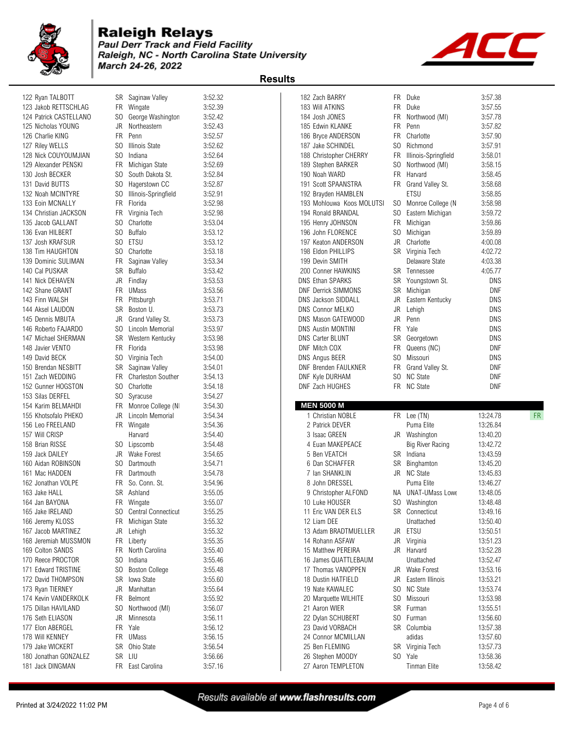# Raleigh Relays

***Paul Derr Track and Field Facility***
***Raleigh, NC - North Carolina State University***
***March 24-26, 2022***

## Results

| Place | Name | Yr | Team | Time |
|---|---|---|---|---|
| 122 | Ryan TALBOTT | SR | Saginaw Valley | 3:52.32 |
| 123 | Jakob RETTSCHLAG | FR | Wingate | 3:52.39 |
| 124 | Patrick CASTELLANO | SO | George Washington | 3:52.42 |
| 125 | Nicholas YOUNG | JR | Northeastern | 3:52.43 |
| 126 | Charlie KING | FR | Penn | 3:52.57 |
| 127 | Riley WELLS | SO | Illinois State | 3:52.62 |
| 128 | Nick COUYOUMJIAN | SO | Indiana | 3:52.64 |
| 129 | Alexander PENSKI | FR | Michigan State | 3:52.69 |
| 130 | Josh BECKER | SO | South Dakota St. | 3:52.84 |
| 131 | David BUTTS | SO | Hagerstown CC | 3:52.87 |
| 132 | Noah MCINTYRE | SO | Illinois-Springfield | 3:52.91 |
| 133 | Eoin MCNALLY | FR | Florida | 3:52.98 |
| 134 | Christian JACKSON | FR | Virginia Tech | 3:52.98 |
| 135 | Jacob GALLANT | SO | Charlotte | 3:53.04 |
| 136 | Evan HILBERT | SO | Buffalo | 3:53.12 |
| 137 | Josh KRAFSUR | SO | ETSU | 3:53.12 |
| 138 | Tim HAUGHTON | SO | Charlotte | 3:53.18 |
| 139 | Dominic SULIMAN | FR | Saginaw Valley | 3:53.34 |
| 140 | Cal PUSKAR | SR | Buffalo | 3:53.42 |
| 141 | Nick DEHAVEN | JR | Findlay | 3:53.53 |
| 142 | Shane GRANT | FR | UMass | 3:53.56 |
| 143 | Finn WALSH | FR | Pittsburgh | 3:53.71 |
| 144 | Aksel LAUDON | SR | Boston U. | 3:53.73 |
| 145 | Dennis MBUTA | JR | Grand Valley St. | 3:53.73 |
| 146 | Roberto FAJARDO | SO | Lincoln Memorial | 3:53.97 |
| 147 | Michael SHERMAN | SR | Western Kentucky | 3:53.98 |
| 148 | Javier VENTO | FR | Florida | 3:53.98 |
| 149 | David BECK | SO | Virginia Tech | 3:54.00 |
| 150 | Brendan NESBITT | SR | Saginaw Valley | 3:54.01 |
| 151 | Zach WEDDING | FR | Charleston Souther | 3:54.13 |
| 152 | Gunner HOGSTON | SO | Charlotte | 3:54.18 |
| 153 | Silas DERFEL | SO | Syracuse | 3:54.27 |
| 154 | Karim BELMAHDI | FR | Monroe College (NI | 3:54.30 |
| 155 | Khotsofalo PHEKO | JR | Lincoln Memorial | 3:54.34 |
| 156 | Leo FREELAND | FR | Wingate | 3:54.36 |
| 157 | Will CRISP | | Harvard | 3:54.40 |
| 158 | Brian RISSE | SO | Lipscomb | 3:54.48 |
| 159 | Jack DAILEY | JR | Wake Forest | 3:54.65 |
| 160 | Aidan ROBINSON | SO | Dartmouth | 3:54.71 |
| 161 | Mac HADDEN | FR | Dartmouth | 3:54.78 |
| 162 | Jonathan VOLPE | FR | So. Conn. St. | 3:54.96 |
| 163 | Jake HALL | SR | Ashland | 3:55.05 |
| 164 | Jan BAYONA | FR | Wingate | 3:55.07 |
| 165 | Jake IRELAND | SO | Central Connecticut | 3:55.25 |
| 166 | Jeremy KLOSS | FR | Michigan State | 3:55.32 |
| 167 | Jacob MARTINEZ | JR | Lehigh | 3:55.32 |
| 168 | Jeremiah MUSSMON | FR | Liberty | 3:55.35 |
| 169 | Colton SANDS | FR | North Carolina | 3:55.40 |
| 170 | Reece PROCTOR | SO | Indiana | 3:55.46 |
| 171 | Edward TRISTINE | SO | Boston College | 3:55.48 |
| 172 | David THOMPSON | SR | Iowa State | 3:55.60 |
| 173 | Ryan TIERNEY | JR | Manhattan | 3:55.64 |
| 174 | Kevin VANDERKOLK | FR | Belmont | 3:55.92 |
| 175 | Dillan HAVILAND | SO | Northwood (MI) | 3:56.07 |
| 176 | Seth ELIASON | JR | Minnesota | 3:56.11 |
| 177 | Elon ABERGEL | FR | Yale | 3:56.12 |
| 178 | Will KENNEY | FR | UMass | 3:56.15 |
| 179 | Jake WICKERT | SR | Ohio State | 3:56.54 |
| 180 | Jonathan GONZALEZ | SR | LIU | 3:56.66 |
| 181 | Jack DINGMAN | FR | East Carolina | 3:57.16 |
| 182 | Zach BARRY | FR | Duke | 3:57.38 |
| 183 | Will ATKINS | FR | Duke | 3:57.55 |
| 184 | Josh JONES | FR | Northwood (MI) | 3:57.78 |
| 185 | Edwin KLANKE | FR | Penn | 3:57.82 |
| 186 | Bryce ANDERSON | FR | Charlotte | 3:57.90 |
| 187 | Jake SCHINDEL | SO | Richmond | 3:57.91 |
| 188 | Christopher CHERRY | FR | Illinois-Springfield | 3:58.01 |
| 189 | Stephen BARKER | SO | Northwood (MI) | 3:58.15 |
| 190 | Noah WARD | FR | Harvard | 3:58.45 |
| 191 | Scott SPAANSTRA | FR | Grand Valley St. | 3:58.68 |
| 192 | Brayden HAMBLEN | | ETSU | 3:58.85 |
| 193 | Mohlouwa Koos MOLUTSI | SO | Monroe College (N | 3:58.98 |
| 194 | Ronald BRANDAL | SO | Eastern Michigan | 3:59.72 |
| 195 | Henry JOHNSON | FR | Michigan | 3:59.86 |
| 196 | John FLORENCE | SO | Michigan | 3:59.89 |
| 197 | Keaton ANDERSON | JR | Charlotte | 4:00.08 |
| 198 | Eldon PHILLIPS | SR | Virginia Tech | 4:02.72 |
| 199 | Devin SMITH | | Delaware State | 4:03.38 |
| 200 | Conner HAWKINS | SR | Tennessee | 4:05.77 |
| DNS | Ethan SPARKS | SR | Youngstown St. | DNS |
| DNF | Derrick SIMMONS | SR | Michigan | DNF |
| DNS | Jackson SIDDALL | JR | Eastern Kentucky | DNS |
| DNS | Connor MELKO | JR | Lehigh | DNS |
| DNS | Mason GATEWOOD | JR | Penn | DNS |
| DNS | Austin MONTINI | FR | Yale | DNS |
| DNS | Carter BLUNT | SR | Georgetown | DNS |
| DNF | Mitch COX | FR | Queens (NC) | DNF |
| DNS | Angus BEER | SO | Missouri | DNS |
| DNF | Brenden FAULKNER | FR | Grand Valley St. | DNF |
| DNF | Kyle DURHAM | SO | NC State | DNF |
| DNF | Zach HUGHES | FR | NC State | DNF |

### MEN 5000 M

| Place | Name | Yr | Team | Time | |
|---|---|---|---|---|---|
| 1 | Christian NOBLE | FR | Lee (TN) | 13:24.78 | FR |
| 2 | Patrick DEVER | | Puma Elite | 13:26.84 | |
| 3 | Isaac GREEN | JR | Washington | 13:40.20 | |
| 4 | Euan MAKEPEACE | | Big River Racing | 13:42.72 | |
| 5 | Ben VEATCH | SR | Indiana | 13:43.59 | |
| 6 | Dan SCHAFFER | SR | Binghamton | 13:45.20 | |
| 7 | Ian SHANKLIN | JR | NC State | 13:45.83 | |
| 8 | John DRESSEL | | Puma Elite | 13:46.27 | |
| 9 | Christopher ALFOND | NA | UNAT-UMass Lowe | 13:48.05 | |
| 10 | Luke HOUSER | SO | Washington | 13:48.48 | |
| 11 | Eric VAN DER ELS | SR | Connecticut | 13:49.16 | |
| 12 | Liam DEE | | Unattached | 13:50.40 | |
| 13 | Adam BRADTMUELLER | JR | ETSU | 13:50.51 | |
| 14 | Rohann ASFAW | JR | Virginia | 13:51.23 | |
| 15 | Matthew PEREIRA | JR | Harvard | 13:52.28 | |
| 16 | James QUATTLEBAUM | | Unattached | 13:52.47 | |
| 17 | Thomas VANOPPEN | JR | Wake Forest | 13:53.16 | |
| 18 | Dustin HATFIELD | JR | Eastern Illinois | 13:53.21 | |
| 19 | Nate KAWALEC | SO | NC State | 13:53.74 | |
| 20 | Marquette WILHITE | SO | Missouri | 13:53.98 | |
| 21 | Aaron WIER | SR | Furman | 13:55.51 | |
| 22 | Dylan SCHUBERT | SO | Furman | 13:56.60 | |
| 23 | David VORBACH | SR | Columbia | 13:57.38 | |
| 24 | Connor MCMILLAN | | adidas | 13:57.60 | |
| 25 | Ben FLEMING | SR | Virginia Tech | 13:57.73 | |
| 26 | Stephen MOODY | SO | Yale | 13:58.36 | |
| 27 | Aaron TEMPLETON | | Tinman Elite | 13:58.42 | |

*Results available at www.flashresults.com*

Printed at 3/24/2022 11:02 PM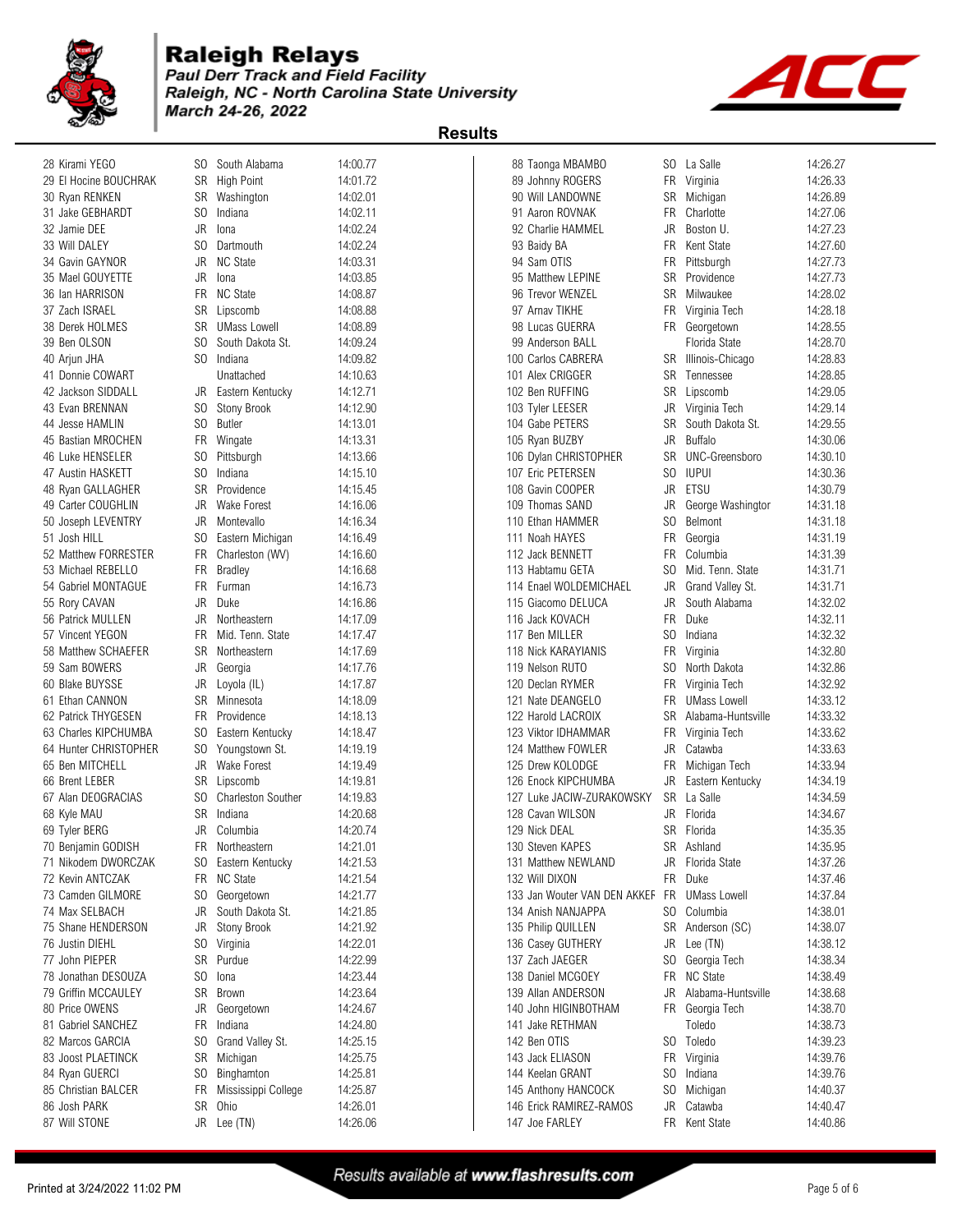# Raleigh Relays

***Paul Derr Track and Field Facility***
***Raleigh, NC - North Carolina State University***
***March 24-26, 2022***

## Results

| Place | Name | Year | School | Time |
|---|---|---|---|---|
| 28 | Kirami YEGO | SO | South Alabama | 14:00.77 |
| 29 | El Hocine BOUCHRAK | SR | High Point | 14:01.72 |
| 30 | Ryan RENKEN | SR | Washington | 14:02.01 |
| 31 | Jake GEBHARDT | SO | Indiana | 14:02.11 |
| 32 | Jamie DEE | JR | Iona | 14:02.24 |
| 33 | Will DALEY | SO | Dartmouth | 14:02.24 |
| 34 | Gavin GAYNOR | JR | NC State | 14:03.31 |
| 35 | Mael GOUYETTE | JR | Iona | 14:03.85 |
| 36 | Ian HARRISON | FR | NC State | 14:08.87 |
| 37 | Zach ISRAEL | SR | Lipscomb | 14:08.88 |
| 38 | Derek HOLMES | SR | UMass Lowell | 14:08.89 |
| 39 | Ben OLSON | SO | South Dakota St. | 14:09.24 |
| 40 | Arjun JHA | SO | Indiana | 14:09.82 |
| 41 | Donnie COWART | | Unattached | 14:10.63 |
| 42 | Jackson SIDDALL | JR | Eastern Kentucky | 14:12.71 |
| 43 | Evan BRENNAN | SO | Stony Brook | 14:12.90 |
| 44 | Jesse HAMLIN | SO | Butler | 14:13.01 |
| 45 | Bastian MROCHEN | FR | Wingate | 14:13.31 |
| 46 | Luke HENSELER | SO | Pittsburgh | 14:13.66 |
| 47 | Austin HASKETT | SO | Indiana | 14:15.10 |
| 48 | Ryan GALLAGHER | SR | Providence | 14:15.45 |
| 49 | Carter COUGHLIN | JR | Wake Forest | 14:16.06 |
| 50 | Joseph LEVENTRY | JR | Montevallo | 14:16.34 |
| 51 | Josh HILL | SO | Eastern Michigan | 14:16.49 |
| 52 | Matthew FORRESTER | FR | Charleston (WV) | 14:16.60 |
| 53 | Michael REBELLO | FR | Bradley | 14:16.68 |
| 54 | Gabriel MONTAGUE | FR | Furman | 14:16.73 |
| 55 | Rory CAVAN | JR | Duke | 14:16.86 |
| 56 | Patrick MULLEN | JR | Northeastern | 14:17.09 |
| 57 | Vincent YEGON | FR | Mid. Tenn. State | 14:17.47 |
| 58 | Matthew SCHAEFER | SR | Northeastern | 14:17.69 |
| 59 | Sam BOWERS | JR | Georgia | 14:17.76 |
| 60 | Blake BUYSSE | JR | Loyola (IL) | 14:17.87 |
| 61 | Ethan CANNON | SR | Minnesota | 14:18.09 |
| 62 | Patrick THYGESEN | FR | Providence | 14:18.13 |
| 63 | Charles KIPCHUMBA | SO | Eastern Kentucky | 14:18.47 |
| 64 | Hunter CHRISTOPHER | SO | Youngstown St. | 14:19.19 |
| 65 | Ben MITCHELL | JR | Wake Forest | 14:19.49 |
| 66 | Brent LEBER | SR | Lipscomb | 14:19.81 |
| 67 | Alan DEOGRACIAS | SO | Charleston Souther | 14:19.83 |
| 68 | Kyle MAU | SR | Indiana | 14:20.68 |
| 69 | Tyler BERG | JR | Columbia | 14:20.74 |
| 70 | Benjamin GODISH | FR | Northeastern | 14:21.01 |
| 71 | Nikodem DWORCZAK | SO | Eastern Kentucky | 14:21.53 |
| 72 | Kevin ANTCZAK | FR | NC State | 14:21.54 |
| 73 | Camden GILMORE | SO | Georgetown | 14:21.77 |
| 74 | Max SELBACH | JR | South Dakota St. | 14:21.85 |
| 75 | Shane HENDERSON | JR | Stony Brook | 14:21.92 |
| 76 | Justin DIEHL | SO | Virginia | 14:22.01 |
| 77 | John PIEPER | SR | Purdue | 14:22.99 |
| 78 | Jonathan DESOUZA | SO | Iona | 14:23.44 |
| 79 | Griffin MCCAULEY | SR | Brown | 14:23.64 |
| 80 | Price OWENS | JR | Georgetown | 14:24.67 |
| 81 | Gabriel SANCHEZ | FR | Indiana | 14:24.80 |
| 82 | Marcos GARCIA | SO | Grand Valley St. | 14:25.15 |
| 83 | Joost PLAETINCK | SR | Michigan | 14:25.75 |
| 84 | Ryan GUERCI | SO | Binghamton | 14:25.81 |
| 85 | Christian BALCER | FR | Mississippi College | 14:25.87 |
| 86 | Josh PARK | SR | Ohio | 14:26.01 |
| 87 | Will STONE | JR | Lee (TN) | 14:26.06 |
| 88 | Taonga MBAMBO | SO | La Salle | 14:26.27 |
| 89 | Johnny ROGERS | FR | Virginia | 14:26.33 |
| 90 | Will LANDOWNE | SR | Michigan | 14:26.89 |
| 91 | Aaron ROVNAK | FR | Charlotte | 14:27.06 |
| 92 | Charlie HAMMEL | JR | Boston U. | 14:27.23 |
| 93 | Baidy BA | FR | Kent State | 14:27.60 |
| 94 | Sam OTIS | FR | Pittsburgh | 14:27.73 |
| 95 | Matthew LEPINE | SR | Providence | 14:27.73 |
| 96 | Trevor WENZEL | SR | Milwaukee | 14:28.02 |
| 97 | Arnav TIKHE | FR | Virginia Tech | 14:28.18 |
| 98 | Lucas GUERRA | FR | Georgetown | 14:28.55 |
| 99 | Anderson BALL | | Florida State | 14:28.70 |
| 100 | Carlos CABRERA | SR | Illinois-Chicago | 14:28.83 |
| 101 | Alex CRIGGER | SR | Tennessee | 14:28.85 |
| 102 | Ben RUFFING | SR | Lipscomb | 14:29.05 |
| 103 | Tyler LEESER | JR | Virginia Tech | 14:29.14 |
| 104 | Gabe PETERS | SR | South Dakota St. | 14:29.55 |
| 105 | Ryan BUZBY | JR | Buffalo | 14:30.06 |
| 106 | Dylan CHRISTOPHER | SR | UNC-Greensboro | 14:30.10 |
| 107 | Eric PETERSEN | SO | IUPUI | 14:30.36 |
| 108 | Gavin COOPER | JR | ETSU | 14:30.79 |
| 109 | Thomas SAND | JR | George Washington | 14:31.18 |
| 110 | Ethan HAMMER | SO | Belmont | 14:31.18 |
| 111 | Noah HAYES | FR | Georgia | 14:31.19 |
| 112 | Jack BENNETT | FR | Columbia | 14:31.39 |
| 113 | Habtamu GETA | SO | Mid. Tenn. State | 14:31.71 |
| 114 | Enael WOLDEMICHAEL | JR | Grand Valley St. | 14:31.71 |
| 115 | Giacomo DELUCA | JR | South Alabama | 14:32.02 |
| 116 | Jack KOVACH | FR | Duke | 14:32.11 |
| 117 | Ben MILLER | SO | Indiana | 14:32.32 |
| 118 | Nick KARAYIANIS | FR | Virginia | 14:32.80 |
| 119 | Nelson RUTO | SO | North Dakota | 14:32.86 |
| 120 | Declan RYMER | FR | Virginia Tech | 14:32.92 |
| 121 | Nate DEANGELO | FR | UMass Lowell | 14:33.12 |
| 122 | Harold LACROIX | SR | Alabama-Huntsville | 14:33.32 |
| 123 | Viktor IDHAMMAR | FR | Virginia Tech | 14:33.62 |
| 124 | Matthew FOWLER | JR | Catawba | 14:33.63 |
| 125 | Drew KOLODGE | FR | Michigan Tech | 14:33.94 |
| 126 | Enock KIPCHUMBA | JR | Eastern Kentucky | 14:34.19 |
| 127 | Luke JACIW-ZURAKOWSKY | SR | La Salle | 14:34.59 |
| 128 | Cavan WILSON | JR | Florida | 14:34.67 |
| 129 | Nick DEAL | SR | Florida | 14:35.35 |
| 130 | Steven KAPES | SR | Ashland | 14:35.95 |
| 131 | Matthew NEWLAND | JR | Florida State | 14:37.26 |
| 132 | Will DIXON | FR | Duke | 14:37.46 |
| 133 | Jan Wouter VAN DEN AKKEF | FR | UMass Lowell | 14:37.84 |
| 134 | Anish NANJAPPA | SO | Columbia | 14:38.01 |
| 135 | Philip QUILLEN | SR | Anderson (SC) | 14:38.07 |
| 136 | Casey GUTHERY | JR | Lee (TN) | 14:38.12 |
| 137 | Zach JAEGER | SO | Georgia Tech | 14:38.34 |
| 138 | Daniel MCGOEY | FR | NC State | 14:38.49 |
| 139 | Allan ANDERSON | JR | Alabama-Huntsville | 14:38.68 |
| 140 | John HIGINBOTHAM | FR | Georgia Tech | 14:38.70 |
| 141 | Jake RETHMAN | | Toledo | 14:38.73 |
| 142 | Ben OTIS | SO | Toledo | 14:39.23 |
| 143 | Jack ELIASON | FR | Virginia | 14:39.76 |
| 144 | Keelan GRANT | SO | Indiana | 14:39.76 |
| 145 | Anthony HANCOCK | SO | Michigan | 14:40.37 |
| 146 | Erick RAMIREZ-RAMOS | JR | Catawba | 14:40.47 |
| 147 | Joe FARLEY | FR | Kent State | 14:40.86 |

*Results available at **www.flashresults.com***

Printed at 3/24/2022 11:02 PM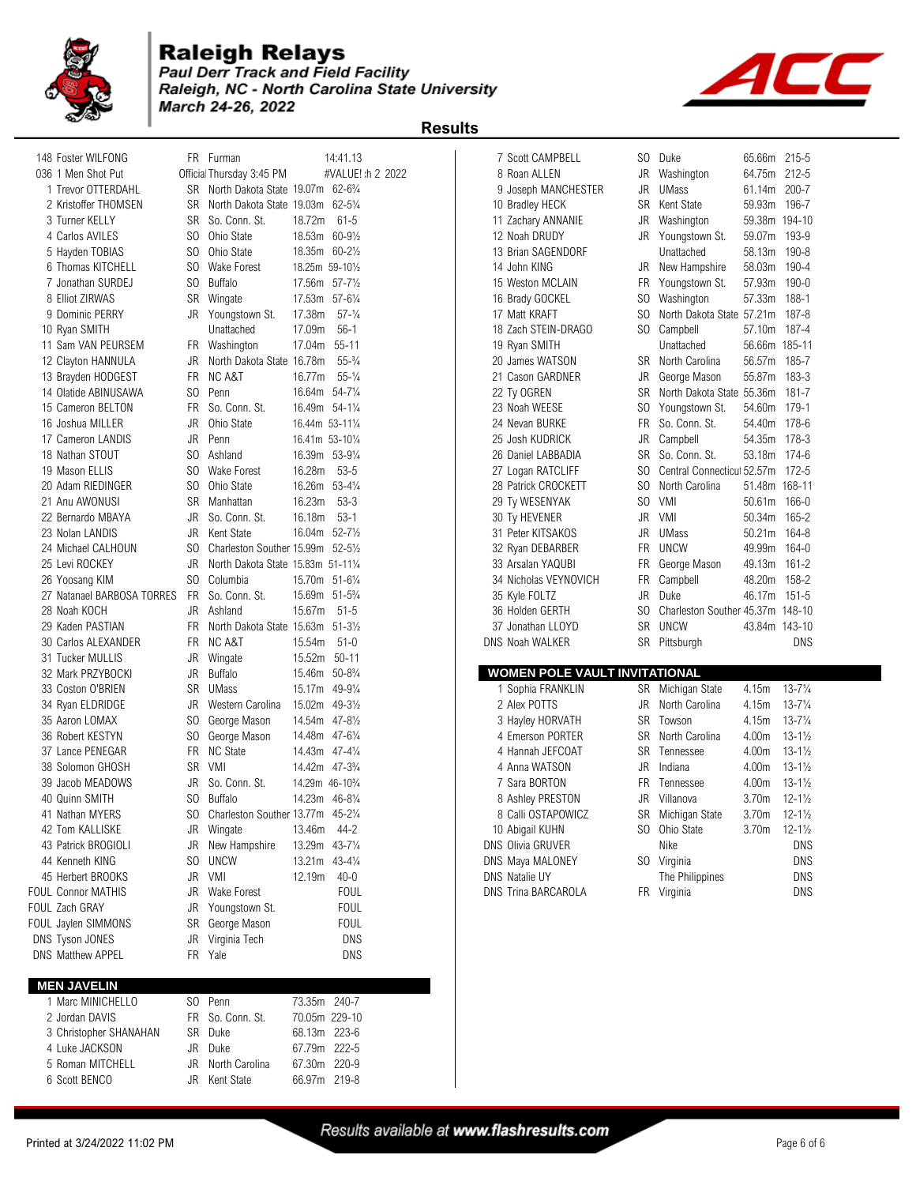# Raleigh Relays

***Paul Derr Track and Field Facility***
***Raleigh, NC - North Carolina State University***
***March 24-26, 2022***

## Results

| | | | | |
|---|---|---|---|---|
| 148 | Foster WILFONG | FR | Furman | 14:41.13 |

036 1 Men Shot Put — Official Thursday 3:45 PM — #VALUE! :h 2 2022

| Pl | Name | Yr | Team | Mark | Conv |
|---|---|---|---|---|---|
| 1 | Trevor OTTERDAHL | SR | North Dakota State | 19.07m | 62-6¾ |
| 2 | Kristoffer THOMSEN | SR | North Dakota State | 19.03m | 62-5¼ |
| 3 | Turner KELLY | SR | So. Conn. St. | 18.72m | 61-5 |
| 4 | Carlos AVILES | SO | Ohio State | 18.53m | 60-9½ |
| 5 | Hayden TOBIAS | SO | Ohio State | 18.35m | 60-2½ |
| 6 | Thomas KITCHELL | SO | Wake Forest | 18.25m | 59-10½ |
| 7 | Jonathan SURDEJ | SO | Buffalo | 17.56m | 57-7½ |
| 8 | Elliot ZIRWAS | SR | Wingate | 17.53m | 57-6¼ |
| 9 | Dominic PERRY | JR | Youngstown St. | 17.38m | 57-¼ |
| 10 | Ryan SMITH | | Unattached | 17.09m | 56-1 |
| 11 | Sam VAN PEURSEM | FR | Washington | 17.04m | 55-11 |
| 12 | Clayton HANNULA | JR | North Dakota State | 16.78m | 55-¾ |
| 13 | Brayden HODGEST | FR | NC A&T | 16.77m | 55-¼ |
| 14 | Olatide ABINUSAWA | SO | Penn | 16.64m | 54-7¼ |
| 15 | Cameron BELTON | FR | So. Conn. St. | 16.49m | 54-1¼ |
| 16 | Joshua MILLER | JR | Ohio State | 16.44m | 53-11¼ |
| 17 | Cameron LANDIS | JR | Penn | 16.41m | 53-10¼ |
| 18 | Nathan STOUT | SO | Ashland | 16.39m | 53-9¼ |
| 19 | Mason ELLIS | SO | Wake Forest | 16.28m | 53-5 |
| 20 | Adam RIEDINGER | SO | Ohio State | 16.26m | 53-4¼ |
| 21 | Anu AWONUSI | SR | Manhattan | 16.23m | 53-3 |
| 22 | Bernardo MBAYA | JR | So. Conn. St. | 16.18m | 53-1 |
| 23 | Nolan LANDIS | JR | Kent State | 16.04m | 52-7½ |
| 24 | Michael CALHOUN | SO | Charleston Souther | 15.99m | 52-5½ |
| 25 | Levi ROCKEY | JR | North Dakota State | 15.83m | 51-11¼ |
| 26 | Yoosang KIM | SO | Columbia | 15.70m | 51-6¼ |
| 27 | Natanael BARBOSA TORRES | FR | So. Conn. St. | 15.69m | 51-5¾ |
| 28 | Noah KOCH | JR | Ashland | 15.67m | 51-5 |
| 29 | Kaden PASTIAN | FR | North Dakota State | 15.63m | 51-3½ |
| 30 | Carlos ALEXANDER | FR | NC A&T | 15.54m | 51-0 |
| 31 | Tucker MULLIS | JR | Wingate | 15.52m | 50-11 |
| 32 | Mark PRZYBOCKI | JR | Buffalo | 15.46m | 50-8¾ |
| 33 | Coston O'BRIEN | SR | UMass | 15.17m | 49-9¼ |
| 34 | Ryan ELDRIDGE | JR | Western Carolina | 15.02m | 49-3½ |
| 35 | Aaron LOMAX | SO | George Mason | 14.54m | 47-8½ |
| 36 | Robert KESTYN | SO | George Mason | 14.48m | 47-6¼ |
| 37 | Lance PENEGAR | FR | NC State | 14.43m | 47-4¼ |
| 38 | Solomon GHOSH | SR | VMI | 14.42m | 47-3¾ |
| 39 | Jacob MEADOWS | JR | So. Conn. St. | 14.29m | 46-10¾ |
| 40 | Quinn SMITH | SO | Buffalo | 14.23m | 46-8¼ |
| 41 | Nathan MYERS | SO | Charleston Souther | 13.77m | 45-2¼ |
| 42 | Tom KALLISKE | JR | Wingate | 13.46m | 44-2 |
| 43 | Patrick BROGIOLI | JR | New Hampshire | 13.29m | 43-7¼ |
| 44 | Kenneth KING | SO | UNCW | 13.21m | 43-4¼ |
| 45 | Herbert BROOKS | JR | VMI | 12.19m | 40-0 |
| FOUL | Connor MATHIS | JR | Wake Forest | FOUL | |
| FOUL | Zach GRAY | JR | Youngstown St. | FOUL | |
| FOUL | Jaylen SIMMONS | SR | George Mason | FOUL | |
| DNS | Tyson JONES | JR | Virginia Tech | DNS | |
| DNS | Matthew APPEL | FR | Yale | DNS | |

## MEN JAVELIN

| Pl | Name | Yr | Team | Mark | Conv |
|---|---|---|---|---|---|
| 1 | Marc MINICHELLO | SO | Penn | 73.35m | 240-7 |
| 2 | Jordan DAVIS | FR | So. Conn. St. | 70.05m | 229-10 |
| 3 | Christopher SHANAHAN | SR | Duke | 68.13m | 223-6 |
| 4 | Luke JACKSON | JR | Duke | 67.79m | 222-5 |
| 5 | Roman MITCHELL | JR | North Carolina | 67.30m | 220-9 |
| 6 | Scott BENCO | JR | Kent State | 66.97m | 219-8 |
| 7 | Scott CAMPBELL | SO | Duke | 65.66m | 215-5 |
| 8 | Roan ALLEN | JR | Washington | 64.75m | 212-5 |
| 9 | Joseph MANCHESTER | JR | UMass | 61.14m | 200-7 |
| 10 | Bradley HECK | SR | Kent State | 59.93m | 196-7 |
| 11 | Zachary ANNANIE | JR | Washington | 59.38m | 194-10 |
| 12 | Noah DRUDY | JR | Youngstown St. | 59.07m | 193-9 |
| 13 | Brian SAGENDORF | | Unattached | 58.13m | 190-8 |
| 14 | John KING | JR | New Hampshire | 58.03m | 190-4 |
| 15 | Weston MCLAIN | FR | Youngstown St. | 57.93m | 190-0 |
| 16 | Brady GOCKEL | SO | Washington | 57.33m | 188-1 |
| 17 | Matt KRAFT | SO | North Dakota State | 57.21m | 187-8 |
| 18 | Zach STEIN-DRAGO | SO | Campbell | 57.10m | 187-4 |
| 19 | Ryan SMITH | | Unattached | 56.66m | 185-11 |
| 20 | James WATSON | SR | North Carolina | 56.57m | 185-7 |
| 21 | Cason GARDNER | JR | George Mason | 55.87m | 183-3 |
| 22 | Ty OGREN | SR | North Dakota State | 55.36m | 181-7 |
| 23 | Noah WEESE | SO | Youngstown St. | 54.60m | 179-1 |
| 24 | Nevan BURKE | FR | So. Conn. St. | 54.40m | 178-6 |
| 25 | Josh KUDRICK | JR | Campbell | 54.35m | 178-3 |
| 26 | Daniel LABBADIA | SR | So. Conn. St. | 53.18m | 174-6 |
| 27 | Logan RATCLIFF | SO | Central Connecticut | 52.57m | 172-5 |
| 28 | Patrick CROCKETT | SO | North Carolina | 51.48m | 168-11 |
| 29 | Ty WESENYAK | SO | VMI | 50.61m | 166-0 |
| 30 | Ty HEVENER | JR | VMI | 50.34m | 165-2 |
| 31 | Peter KITSAKOS | JR | UMass | 50.21m | 164-8 |
| 32 | Ryan DEBARBER | FR | UNCW | 49.99m | 164-0 |
| 33 | Arsalan YAQUBI | FR | George Mason | 49.13m | 161-2 |
| 34 | Nicholas VEYNOVICH | FR | Campbell | 48.20m | 158-2 |
| 35 | Kyle FOLTZ | JR | Duke | 46.17m | 151-5 |
| 36 | Holden GERTH | SO | Charleston Souther | 45.37m | 148-10 |
| 37 | Jonathan LLOYD | SR | UNCW | 43.84m | 143-10 |
| DNS | Noah WALKER | SR | Pittsburgh | DNS | |

## WOMEN POLE VAULT INVITATIONAL

| Pl | Name | Yr | Team | Mark | Conv |
|---|---|---|---|---|---|
| 1 | Sophia FRANKLIN | SR | Michigan State | 4.15m | 13-7¼ |
| 2 | Alex POTTS | JR | North Carolina | 4.15m | 13-7¼ |
| 3 | Hayley HORVATH | SR | Towson | 4.15m | 13-7¼ |
| 4 | Emerson PORTER | SR | North Carolina | 4.00m | 13-1½ |
| 4 | Hannah JEFCOAT | SR | Tennessee | 4.00m | 13-1½ |
| 4 | Anna WATSON | JR | Indiana | 4.00m | 13-1½ |
| 7 | Sara BORTON | FR | Tennessee | 4.00m | 13-1½ |
| 8 | Ashley PRESTON | JR | Villanova | 3.70m | 12-1½ |
| 8 | Calli OSTAPOWICZ | SR | Michigan State | 3.70m | 12-1½ |
| 10 | Abigail KUHN | SO | Ohio State | 3.70m | 12-1½ |
| DNS | Olivia GRUVER | | Nike | DNS | |
| DNS | Maya MALONEY | SO | Virginia | DNS | |
| DNS | Natalie UY | | The Philippines | DNS | |
| DNS | Trina BARCAROLA | FR | Virginia | DNS | |

*Results available at www.flashresults.com*

Printed at 3/24/2022 11:02 PM